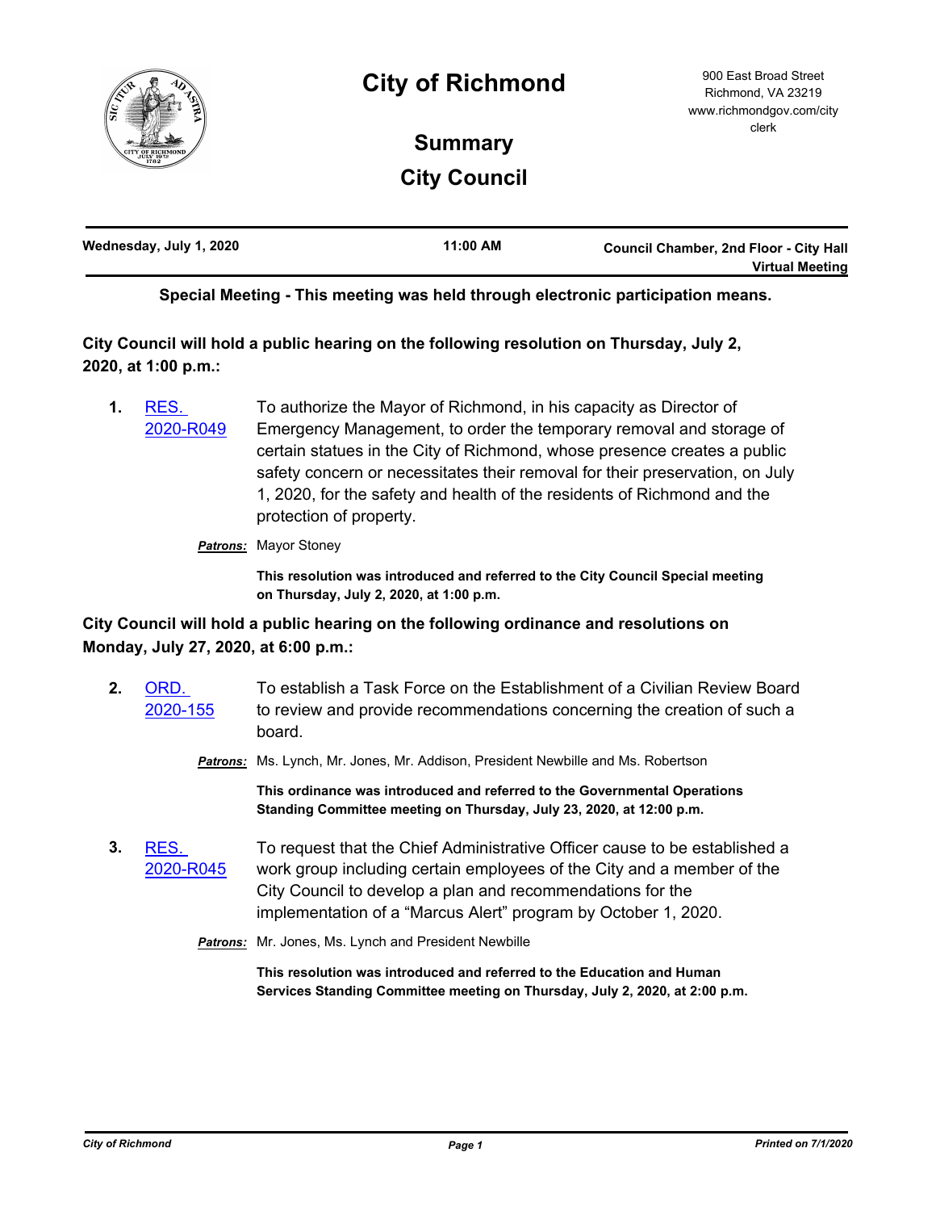# City of Richmond

900 East Broad Street
Richmond, VA 23219
www.richmondgov.com/city clerk

## Summary

## City Council

**Wednesday, July 1, 2020** | **11:00 AM** | **Council Chamber, 2nd Floor - City Hall Virtual Meeting**

**Special Meeting - This meeting was held through electronic participation means.**

**City Council will hold a public hearing on the following resolution on Thursday, July 2, 2020, at 1:00 p.m.:**

**1.** RES. 2020-R049 — To authorize the Mayor of Richmond, in his capacity as Director of Emergency Management, to order the temporary removal and storage of certain statues in the City of Richmond, whose presence creates a public safety concern or necessitates their removal for their preservation, on July 1, 2020, for the safety and health of the residents of Richmond and the protection of property.

***Patrons:*** Mayor Stoney

**This resolution was introduced and referred to the City Council Special meeting on Thursday, July 2, 2020, at 1:00 p.m.**

**City Council will hold a public hearing on the following ordinance and resolutions on Monday, July 27, 2020, at 6:00 p.m.:**

**2.** ORD. 2020-155 — To establish a Task Force on the Establishment of a Civilian Review Board to review and provide recommendations concerning the creation of such a board.

***Patrons:*** Ms. Lynch, Mr. Jones, Mr. Addison, President Newbille and Ms. Robertson

**This ordinance was introduced and referred to the Governmental Operations Standing Committee meeting on Thursday, July 23, 2020, at 12:00 p.m.**

**3.** RES. 2020-R045 — To request that the Chief Administrative Officer cause to be established a work group including certain employees of the City and a member of the City Council to develop a plan and recommendations for the implementation of a "Marcus Alert" program by October 1, 2020.

***Patrons:*** Mr. Jones, Ms. Lynch and President Newbille

**This resolution was introduced and referred to the Education and Human Services Standing Committee meeting on Thursday, July 2, 2020, at 2:00 p.m.**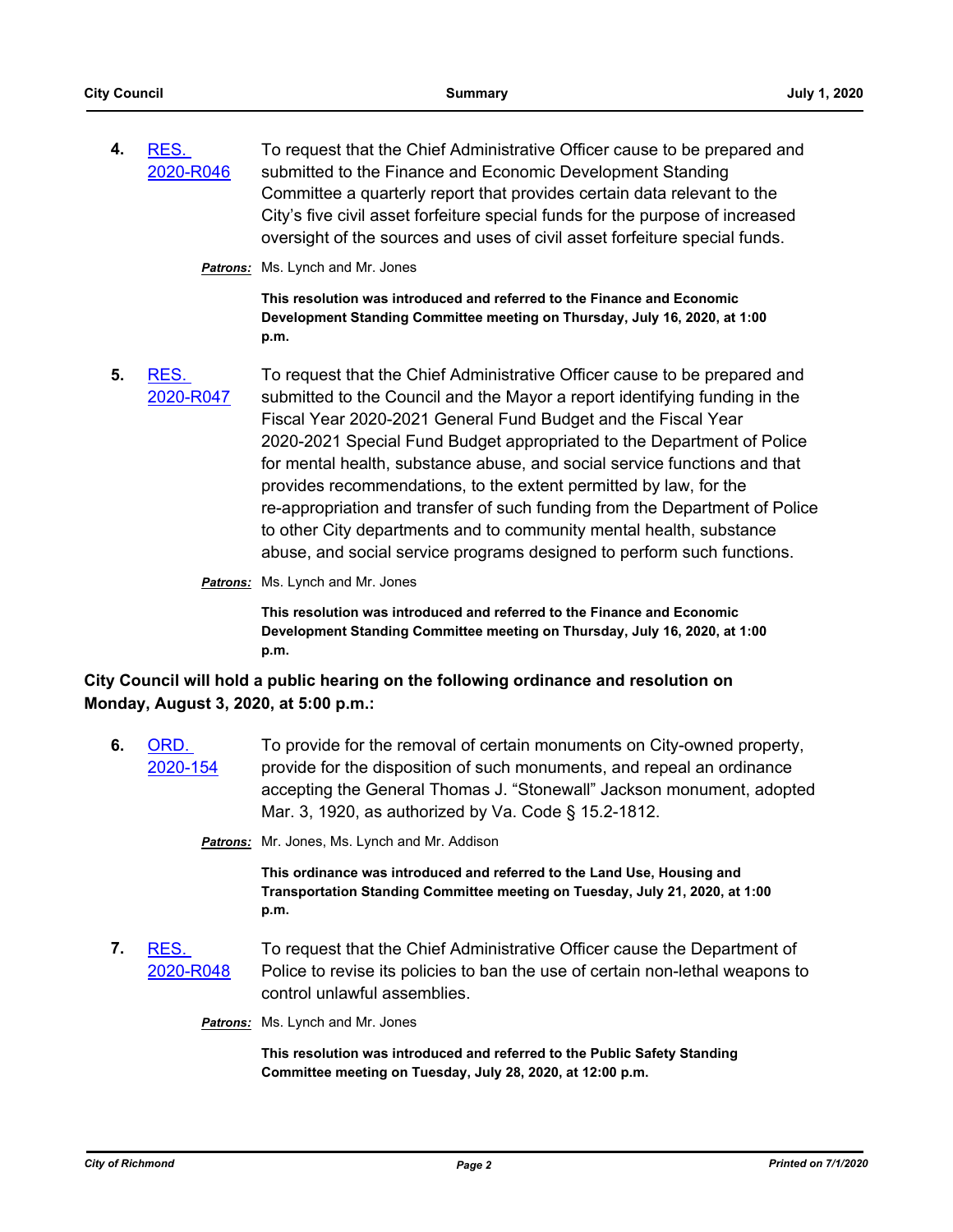4. RES. 2020-R046 — To request that the Chief Administrative Officer cause to be prepared and submitted to the Finance and Economic Development Standing Committee a quarterly report that provides certain data relevant to the City's five civil asset forfeiture special funds for the purpose of increased oversight of the sources and uses of civil asset forfeiture special funds.

   ***Patrons:*** Ms. Lynch and Mr. Jones

   **This resolution was introduced and referred to the Finance and Economic Development Standing Committee meeting on Thursday, July 16, 2020, at 1:00 p.m.**

5. RES. 2020-R047 — To request that the Chief Administrative Officer cause to be prepared and submitted to the Council and the Mayor a report identifying funding in the Fiscal Year 2020-2021 General Fund Budget and the Fiscal Year 2020-2021 Special Fund Budget appropriated to the Department of Police for mental health, substance abuse, and social service functions and that provides recommendations, to the extent permitted by law, for the re-appropriation and transfer of such funding from the Department of Police to other City departments and to community mental health, substance abuse, and social service programs designed to perform such functions.

   ***Patrons:*** Ms. Lynch and Mr. Jones

   **This resolution was introduced and referred to the Finance and Economic Development Standing Committee meeting on Thursday, July 16, 2020, at 1:00 p.m.**

**City Council will hold a public hearing on the following ordinance and resolution on Monday, August 3, 2020, at 5:00 p.m.:**

6. ORD. 2020-154 — To provide for the removal of certain monuments on City-owned property, provide for the disposition of such monuments, and repeal an ordinance accepting the General Thomas J. "Stonewall" Jackson monument, adopted Mar. 3, 1920, as authorized by Va. Code § 15.2-1812.

   ***Patrons:*** Mr. Jones, Ms. Lynch and Mr. Addison

   **This ordinance was introduced and referred to the Land Use, Housing and Transportation Standing Committee meeting on Tuesday, July 21, 2020, at 1:00 p.m.**

7. RES. 2020-R048 — To request that the Chief Administrative Officer cause the Department of Police to revise its policies to ban the use of certain non-lethal weapons to control unlawful assemblies.

   ***Patrons:*** Ms. Lynch and Mr. Jones

   **This resolution was introduced and referred to the Public Safety Standing Committee meeting on Tuesday, July 28, 2020, at 12:00 p.m.**